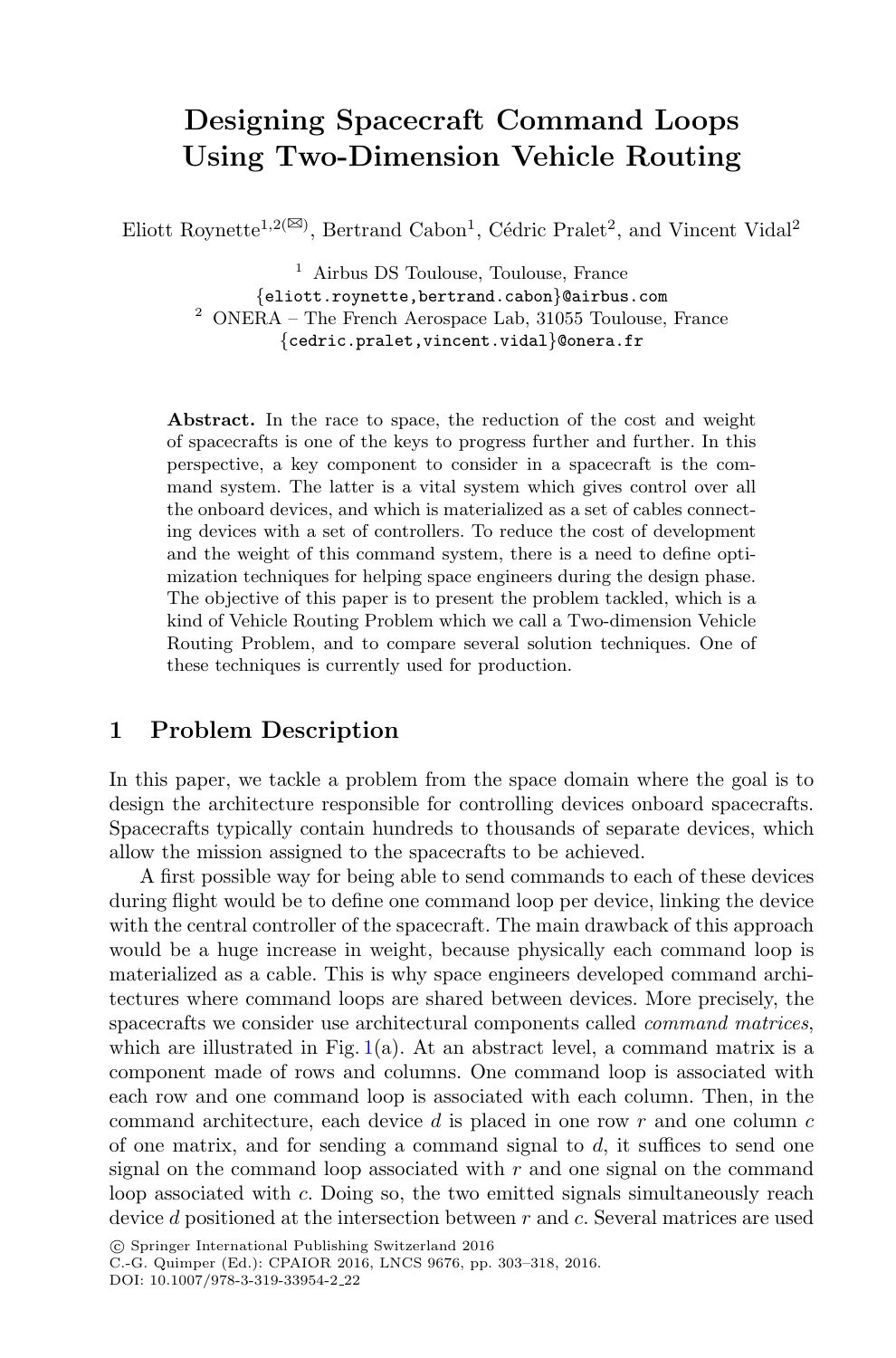# Designing Spacecraft Command Loops Using Two-Dimension Vehicle Routing

Eliott Roynette[1,2(✉)], Bertrand Cabon[1], Cédric Pralet[2], and Vincent Vidal[2]

[1] Airbus DS Toulouse, Toulouse, France
{eliott.roynette,bertrand.cabon}@airbus.com

[2] ONERA – The French Aerospace Lab, 31055 Toulouse, France
{cedric.pralet,vincent.vidal}@onera.fr

**Abstract.** In the race to space, the reduction of the cost and weight of spacecrafts is one of the keys to progress further and further. In this perspective, a key component to consider in a spacecraft is the command system. The latter is a vital system which gives control over all the onboard devices, and which is materialized as a set of cables connecting devices with a set of controllers. To reduce the cost of development and the weight of this command system, there is a need to define optimization techniques for helping space engineers during the design phase. The objective of this paper is to present the problem tackled, which is a kind of Vehicle Routing Problem which we call a Two-dimension Vehicle Routing Problem, and to compare several solution techniques. One of these techniques is currently used for production.

## 1 Problem Description

In this paper, we tackle a problem from the space domain where the goal is to design the architecture responsible for controlling devices onboard spacecrafts. Spacecrafts typically contain hundreds to thousands of separate devices, which allow the mission assigned to the spacecrafts to be achieved.

A first possible way for being able to send commands to each of these devices during flight would be to define one command loop per device, linking the device with the central controller of the spacecraft. The main drawback of this approach would be a huge increase in weight, because physically each command loop is materialized as a cable. This is why space engineers developed command architectures where command loops are shared between devices. More precisely, the spacecrafts we consider use architectural components called *command matrices*, which are illustrated in Fig. 1(a). At an abstract level, a command matrix is a component made of rows and columns. One command loop is associated with each row and one command loop is associated with each column. Then, in the command architecture, each device $d$ is placed in one row $r$ and one column $c$ of one matrix, and for sending a command signal to $d$, it suffices to send one signal on the command loop associated with $r$ and one signal on the command loop associated with $c$. Doing so, the two emitted signals simultaneously reach device $d$ positioned at the intersection between $r$ and $c$. Several matrices are used

© Springer International Publishing Switzerland 2016
C.-G. Quimper (Ed.): CPAIOR 2016, LNCS 9676, pp. 303–318, 2016.
DOI: 10.1007/978-3-319-33954-2_22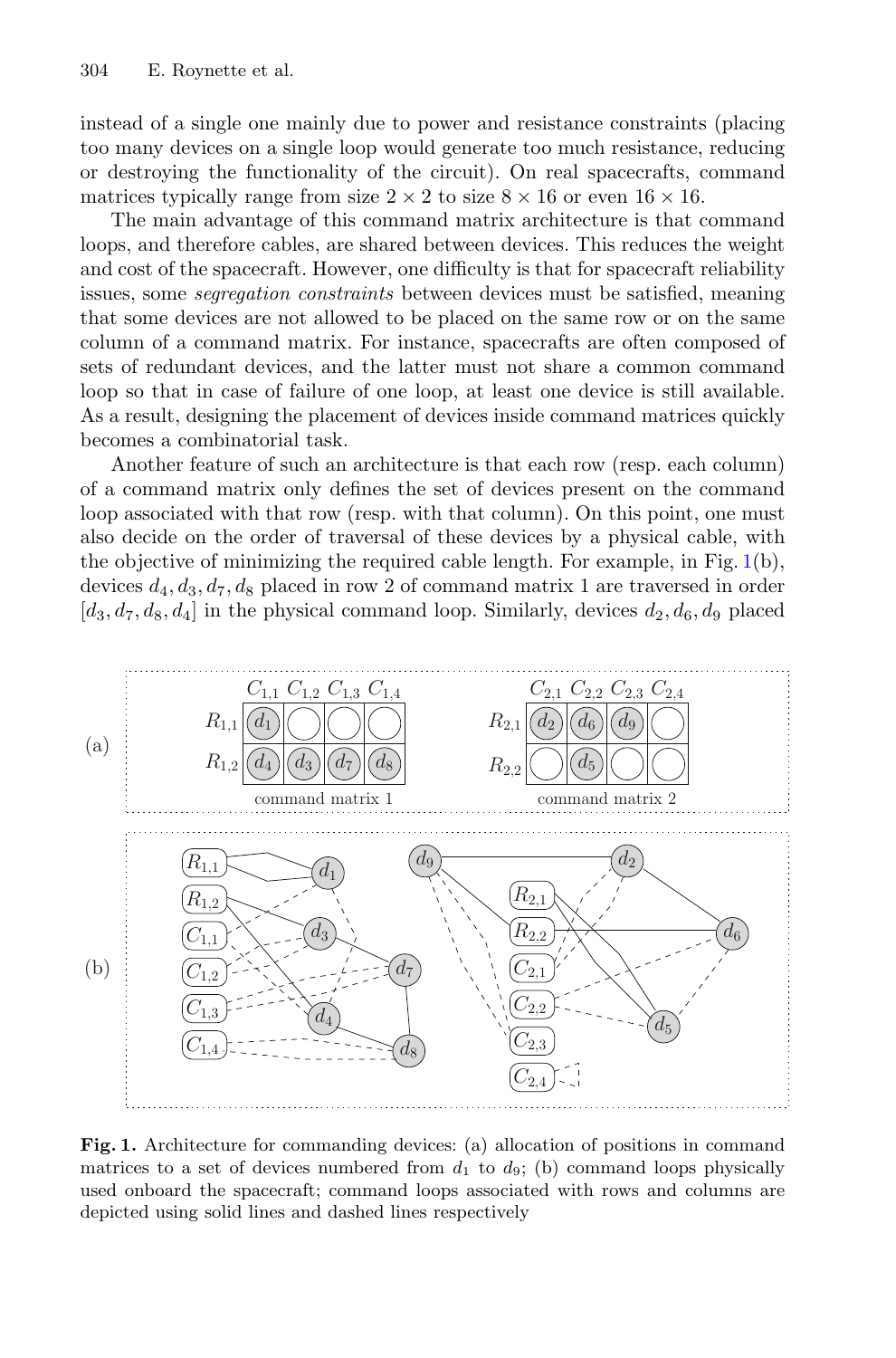instead of a single one mainly due to power and resistance constraints (placing too many devices on a single loop would generate too much resistance, reducing or destroying the functionality of the circuit). On real spacecrafts, command matrices typically range from size $2 \times 2$ to size $8 \times 16$ or even $16 \times 16$.

The main advantage of this command matrix architecture is that command loops, and therefore cables, are shared between devices. This reduces the weight and cost of the spacecraft. However, one difficulty is that for spacecraft reliability issues, some *segregation constraints* between devices must be satisfied, meaning that some devices are not allowed to be placed on the same row or on the same column of a command matrix. For instance, spacecrafts are often composed of sets of redundant devices, and the latter must not share a common command loop so that in case of failure of one loop, at least one device is still available. As a result, designing the placement of devices inside command matrices quickly becomes a combinatorial task.

Another feature of such an architecture is that each row (resp. each column) of a command matrix only defines the set of devices present on the command loop associated with that row (resp. with that column). On this point, one must also decide on the order of traversal of these devices by a physical cable, with the objective of minimizing the required cable length. For example, in Fig. 1(b), devices $d_4, d_3, d_7, d_8$ placed in row 2 of command matrix 1 are traversed in order $[d_3, d_7, d_8, d_4]$ in the physical command loop. Similarly, devices $d_2, d_6, d_9$ placed

**Fig. 1.** Architecture for commanding devices: (a) allocation of positions in command matrices to a set of devices numbered from $d_1$ to $d_9$; (b) command loops physically used onboard the spacecraft; command loops associated with rows and columns are depicted using solid lines and dashed lines respectively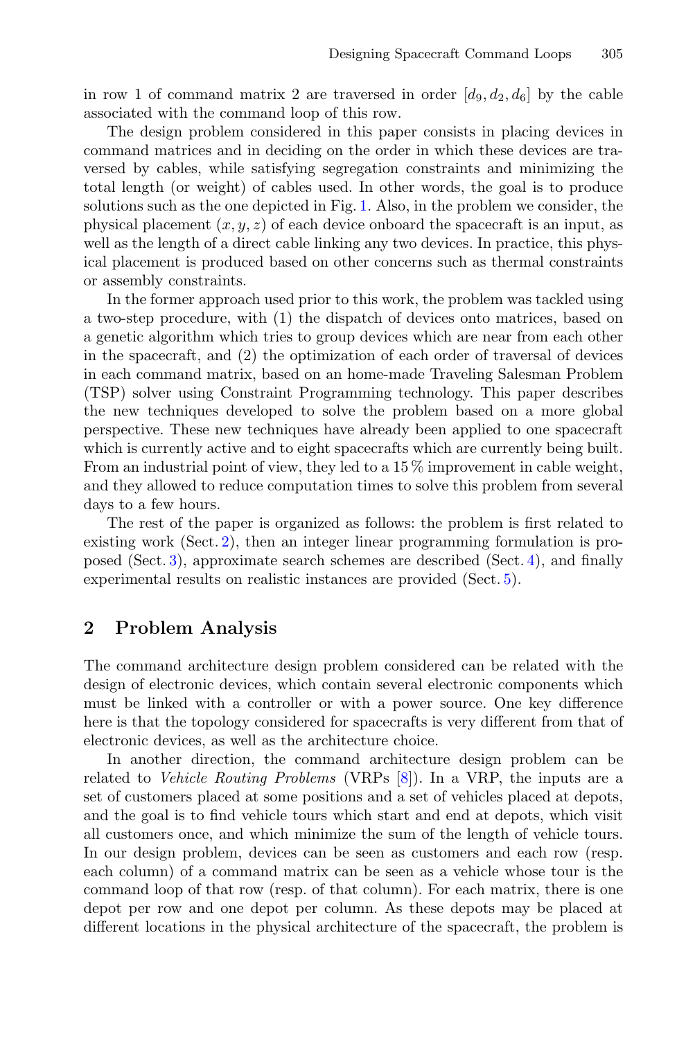in row 1 of command matrix 2 are traversed in order $[d_9, d_2, d_6]$ by the cable associated with the command loop of this row.

The design problem considered in this paper consists in placing devices in command matrices and in deciding on the order in which these devices are traversed by cables, while satisfying segregation constraints and minimizing the total length (or weight) of cables used. In other words, the goal is to produce solutions such as the one depicted in Fig. 1. Also, in the problem we consider, the physical placement $(x, y, z)$ of each device onboard the spacecraft is an input, as well as the length of a direct cable linking any two devices. In practice, this physical placement is produced based on other concerns such as thermal constraints or assembly constraints.

In the former approach used prior to this work, the problem was tackled using a two-step procedure, with (1) the dispatch of devices onto matrices, based on a genetic algorithm which tries to group devices which are near from each other in the spacecraft, and (2) the optimization of each order of traversal of devices in each command matrix, based on an home-made Traveling Salesman Problem (TSP) solver using Constraint Programming technology. This paper describes the new techniques developed to solve the problem based on a more global perspective. These new techniques have already been applied to one spacecraft which is currently active and to eight spacecrafts which are currently being built. From an industrial point of view, they led to a 15 % improvement in cable weight, and they allowed to reduce computation times to solve this problem from several days to a few hours.

The rest of the paper is organized as follows: the problem is first related to existing work (Sect. 2), then an integer linear programming formulation is proposed (Sect. 3), approximate search schemes are described (Sect. 4), and finally experimental results on realistic instances are provided (Sect. 5).

## 2 Problem Analysis

The command architecture design problem considered can be related with the design of electronic devices, which contain several electronic components which must be linked with a controller or with a power source. One key difference here is that the topology considered for spacecrafts is very different from that of electronic devices, as well as the architecture choice.

In another direction, the command architecture design problem can be related to *Vehicle Routing Problems* (VRPs [8]). In a VRP, the inputs are a set of customers placed at some positions and a set of vehicles placed at depots, and the goal is to find vehicle tours which start and end at depots, which visit all customers once, and which minimize the sum of the length of vehicle tours. In our design problem, devices can be seen as customers and each row (resp. each column) of a command matrix can be seen as a vehicle whose tour is the command loop of that row (resp. of that column). For each matrix, there is one depot per row and one depot per column. As these depots may be placed at different locations in the physical architecture of the spacecraft, the problem is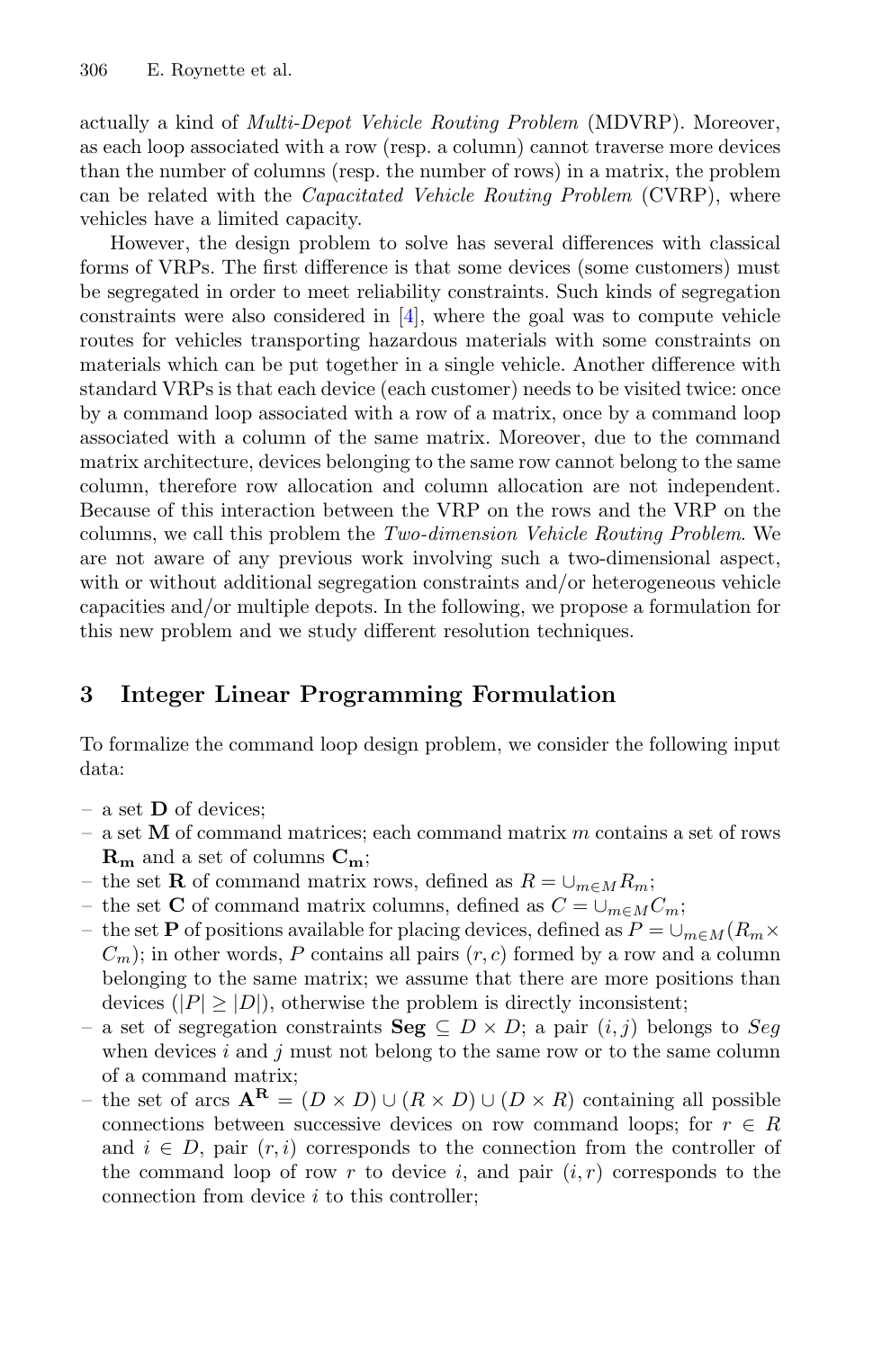actually a kind of *Multi-Depot Vehicle Routing Problem* (MDVRP). Moreover, as each loop associated with a row (resp. a column) cannot traverse more devices than the number of columns (resp. the number of rows) in a matrix, the problem can be related with the *Capacitated Vehicle Routing Problem* (CVRP), where vehicles have a limited capacity.

However, the design problem to solve has several differences with classical forms of VRPs. The first difference is that some devices (some customers) must be segregated in order to meet reliability constraints. Such kinds of segregation constraints were also considered in [4], where the goal was to compute vehicle routes for vehicles transporting hazardous materials with some constraints on materials which can be put together in a single vehicle. Another difference with standard VRPs is that each device (each customer) needs to be visited twice: once by a command loop associated with a row of a matrix, once by a command loop associated with a column of the same matrix. Moreover, due to the command matrix architecture, devices belonging to the same row cannot belong to the same column, therefore row allocation and column allocation are not independent. Because of this interaction between the VRP on the rows and the VRP on the columns, we call this problem the *Two-dimension Vehicle Routing Problem*. We are not aware of any previous work involving such a two-dimensional aspect, with or without additional segregation constraints and/or heterogeneous vehicle capacities and/or multiple depots. In the following, we propose a formulation for this new problem and we study different resolution techniques.

## 3 Integer Linear Programming Formulation

To formalize the command loop design problem, we consider the following input data:

- a set $\mathbf{D}$ of devices;
- a set $\mathbf{M}$ of command matrices; each command matrix $m$ contains a set of rows $\mathbf{R_m}$ and a set of columns $\mathbf{C_m}$;
- the set $\mathbf{R}$ of command matrix rows, defined as $R = \cup_{m \in M} R_m$;
- the set $\mathbf{C}$ of command matrix columns, defined as $C = \cup_{m \in M} C_m$;
- the set $\mathbf{P}$ of positions available for placing devices, defined as $P = \cup_{m \in M}(R_m \times C_m)$; in other words, $P$ contains all pairs $(r, c)$ formed by a row and a column belonging to the same matrix; we assume that there are more positions than devices ($|P| \geq |D|$), otherwise the problem is directly inconsistent;
- a set of segregation constraints $\mathbf{Seg} \subseteq D \times D$; a pair $(i, j)$ belongs to $Seg$ when devices $i$ and $j$ must not belong to the same row or to the same column of a command matrix;
- the set of arcs $\mathbf{A^R} = (D \times D) \cup (R \times D) \cup (D \times R)$ containing all possible connections between successive devices on row command loops; for $r \in R$ and $i \in D$, pair $(r, i)$ corresponds to the connection from the controller of the command loop of row $r$ to device $i$, and pair $(i, r)$ corresponds to the connection from device $i$ to this controller;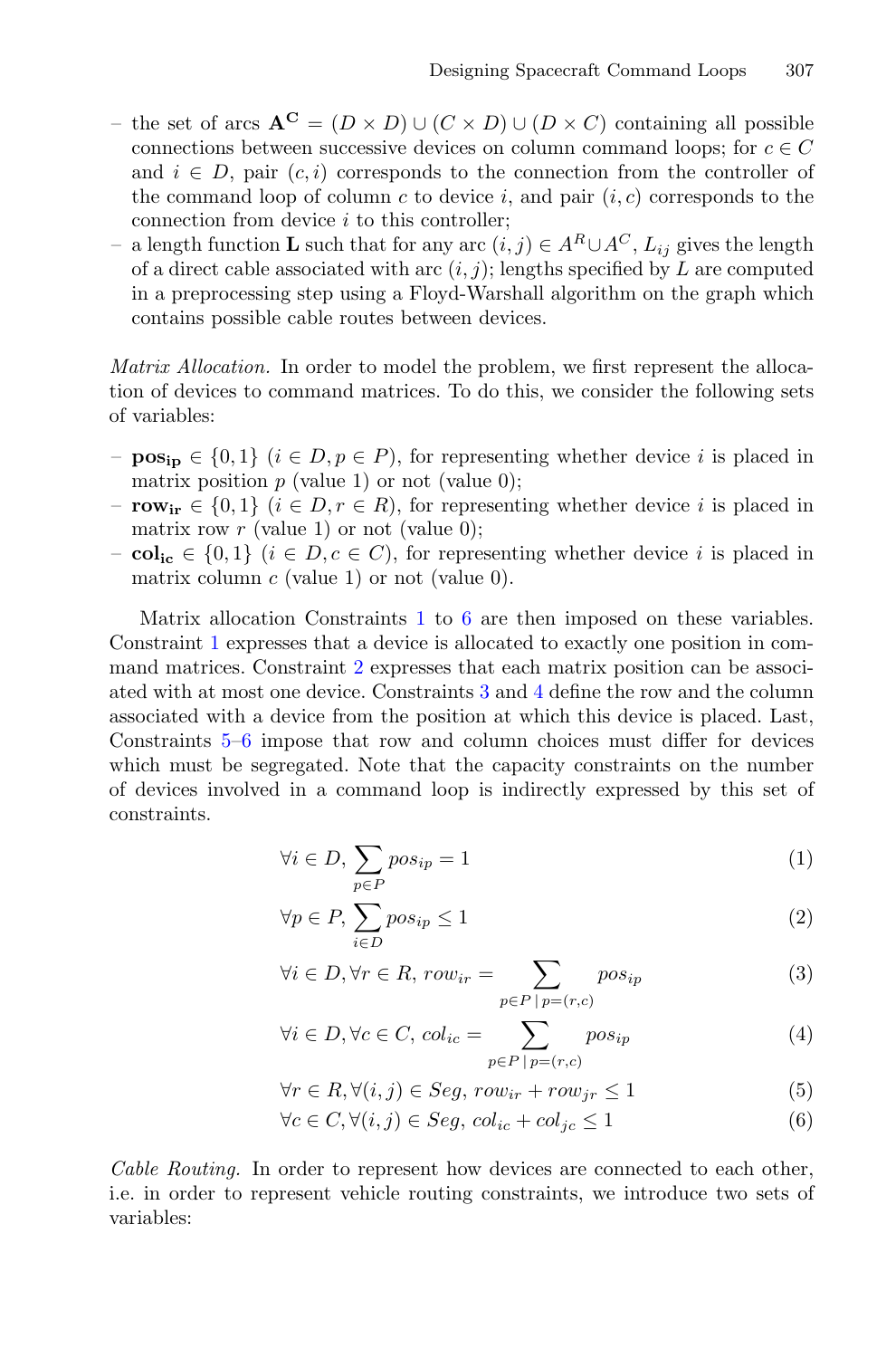– the set of arcs $\mathbf{A^C} = (D \times D) \cup (C \times D) \cup (D \times C)$ containing all possible connections between successive devices on column command loops; for $c \in C$ and $i \in D$, pair $(c, i)$ corresponds to the connection from the controller of the command loop of column $c$ to device $i$, and pair $(i, c)$ corresponds to the connection from device $i$ to this controller;
– a length function $\mathbf{L}$ such that for any arc $(i, j) \in A^R \cup A^C$, $L_{ij}$ gives the length of a direct cable associated with arc $(i, j)$; lengths specified by $L$ are computed in a preprocessing step using a Floyd-Warshall algorithm on the graph which contains possible cable routes between devices.

*Matrix Allocation.* In order to model the problem, we first represent the allocation of devices to command matrices. To do this, we consider the following sets of variables:

– $\mathbf{pos_{ip}} \in \{0, 1\}$ $(i \in D, p \in P)$, for representing whether device $i$ is placed in matrix position $p$ (value 1) or not (value 0);
– $\mathbf{row_{ir}} \in \{0, 1\}$ $(i \in D, r \in R)$, for representing whether device $i$ is placed in matrix row $r$ (value 1) or not (value 0);
– $\mathbf{col_{ic}} \in \{0, 1\}$ $(i \in D, c \in C)$, for representing whether device $i$ is placed in matrix column $c$ (value 1) or not (value 0).

Matrix allocation Constraints 1 to 6 are then imposed on these variables. Constraint 1 expresses that a device is allocated to exactly one position in command matrices. Constraint 2 expresses that each matrix position can be associated with at most one device. Constraints 3 and 4 define the row and the column associated with a device from the position at which this device is placed. Last, Constraints 5–6 impose that row and column choices must differ for devices which must be segregated. Note that the capacity constraints on the number of devices involved in a command loop is indirectly expressed by this set of constraints.

$$\forall i \in D, \sum_{p \in P} pos_{ip} = 1 \tag{1}$$

$$\forall p \in P, \sum_{i \in D} pos_{ip} \leq 1 \tag{2}$$

$$\forall i \in D, \forall r \in R, \, row_{ir} = \sum_{p \in P \,|\, p=(r,c)} pos_{ip} \tag{3}$$

$$\forall i \in D, \forall c \in C, \, col_{ic} = \sum_{p \in P \,|\, p=(r,c)} pos_{ip} \tag{4}$$

$$\forall r \in R, \forall (i, j) \in Seg, \, row_{ir} + row_{jr} \leq 1 \tag{5}$$

$$\forall c \in C, \forall (i, j) \in Seg, \, col_{ic} + col_{jc} \leq 1 \tag{6}$$

*Cable Routing.* In order to represent how devices are connected to each other, i.e. in order to represent vehicle routing constraints, we introduce two sets of variables: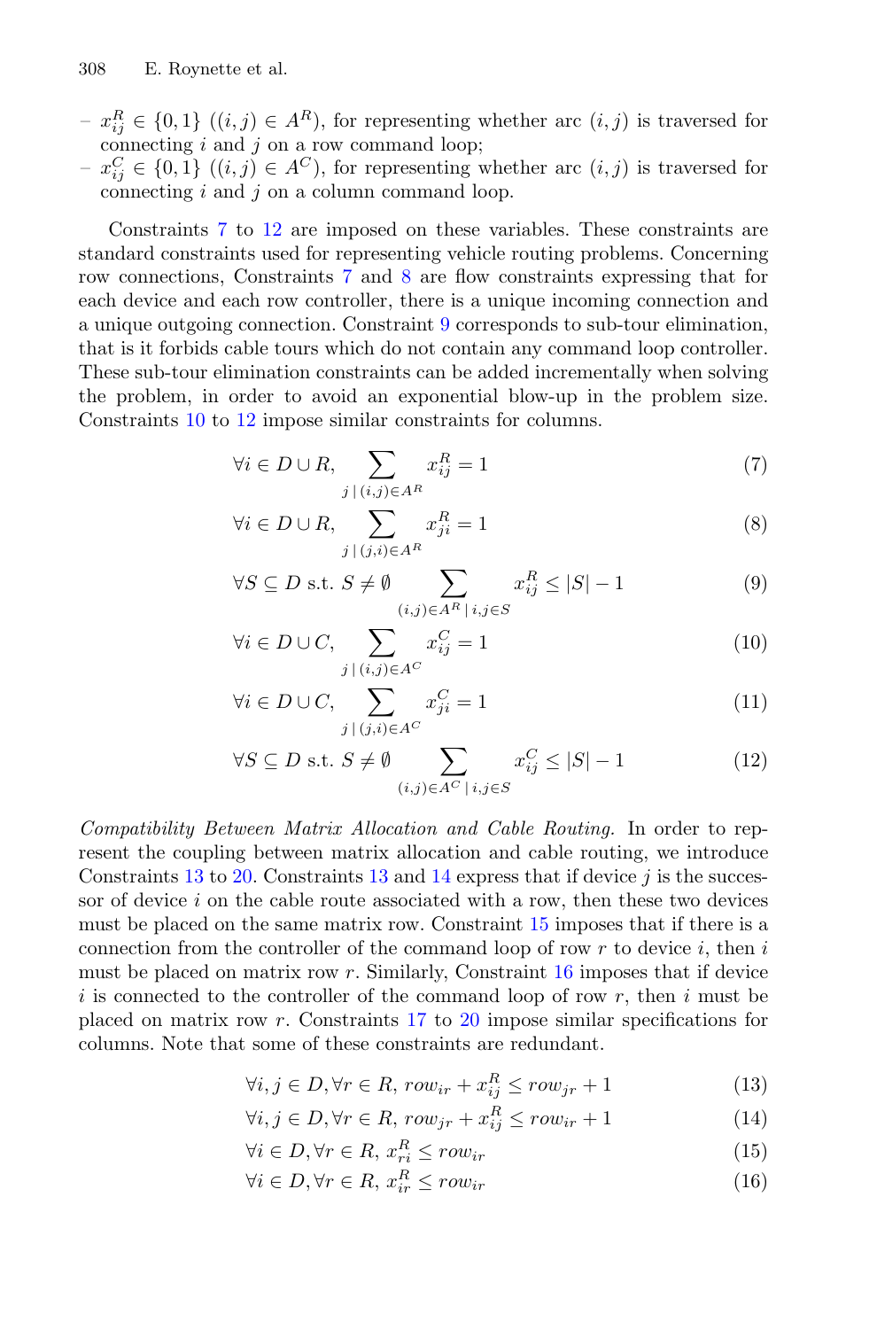- $x^R_{ij} \in \{0,1\}$ ($(i,j) \in A^R$), for representing whether arc $(i,j)$ is traversed for connecting $i$ and $j$ on a row command loop;
- $x^C_{ij} \in \{0,1\}$ ($(i,j) \in A^C$), for representing whether arc $(i,j)$ is traversed for connecting $i$ and $j$ on a column command loop.

Constraints 7 to 12 are imposed on these variables. These constraints are standard constraints used for representing vehicle routing problems. Concerning row connections, Constraints 7 and 8 are flow constraints expressing that for each device and each row controller, there is a unique incoming connection and a unique outgoing connection. Constraint 9 corresponds to sub-tour elimination, that is it forbids cable tours which do not contain any command loop controller. These sub-tour elimination constraints can be added incrementally when solving the problem, in order to avoid an exponential blow-up in the problem size. Constraints 10 to 12 impose similar constraints for columns.

$$\forall i \in D \cup R, \sum_{j \,|\, (i,j) \in A^R} x^R_{ij} = 1 \tag{7}$$

$$\forall i \in D \cup R, \sum_{j \,|\, (j,i) \in A^R} x^R_{ji} = 1 \tag{8}$$

$$\forall S \subseteq D \text{ s.t. } S \neq \emptyset \sum_{(i,j) \in A^R \,|\, i,j \in S} x^R_{ij} \leq |S| - 1 \tag{9}$$

$$\forall i \in D \cup C, \sum_{j \,|\, (i,j) \in A^C} x^C_{ij} = 1 \tag{10}$$

$$\forall i \in D \cup C, \sum_{j \,|\, (j,i) \in A^C} x^C_{ji} = 1 \tag{11}$$

$$\forall S \subseteq D \text{ s.t. } S \neq \emptyset \sum_{(i,j) \in A^C \,|\, i,j \in S} x^C_{ij} \leq |S| - 1 \tag{12}$$

*Compatibility Between Matrix Allocation and Cable Routing.* In order to represent the coupling between matrix allocation and cable routing, we introduce Constraints 13 to 20. Constraints 13 and 14 express that if device $j$ is the successor of device $i$ on the cable route associated with a row, then these two devices must be placed on the same matrix row. Constraint 15 imposes that if there is a connection from the controller of the command loop of row $r$ to device $i$, then $i$ must be placed on matrix row $r$. Similarly, Constraint 16 imposes that if device $i$ is connected to the controller of the command loop of row $r$, then $i$ must be placed on matrix row $r$. Constraints 17 to 20 impose similar specifications for columns. Note that some of these constraints are redundant.

$$\forall i,j \in D, \forall r \in R, \; row_{ir} + x^R_{ij} \leq row_{jr} + 1 \tag{13}$$

$$\forall i,j \in D, \forall r \in R, \; row_{jr} + x^R_{ij} \leq row_{ir} + 1 \tag{14}$$

$$\forall i \in D, \forall r \in R, \; x^R_{ri} \leq row_{ir} \tag{15}$$

$$\forall i \in D, \forall r \in R, \; x^R_{ir} \leq row_{ir} \tag{16}$$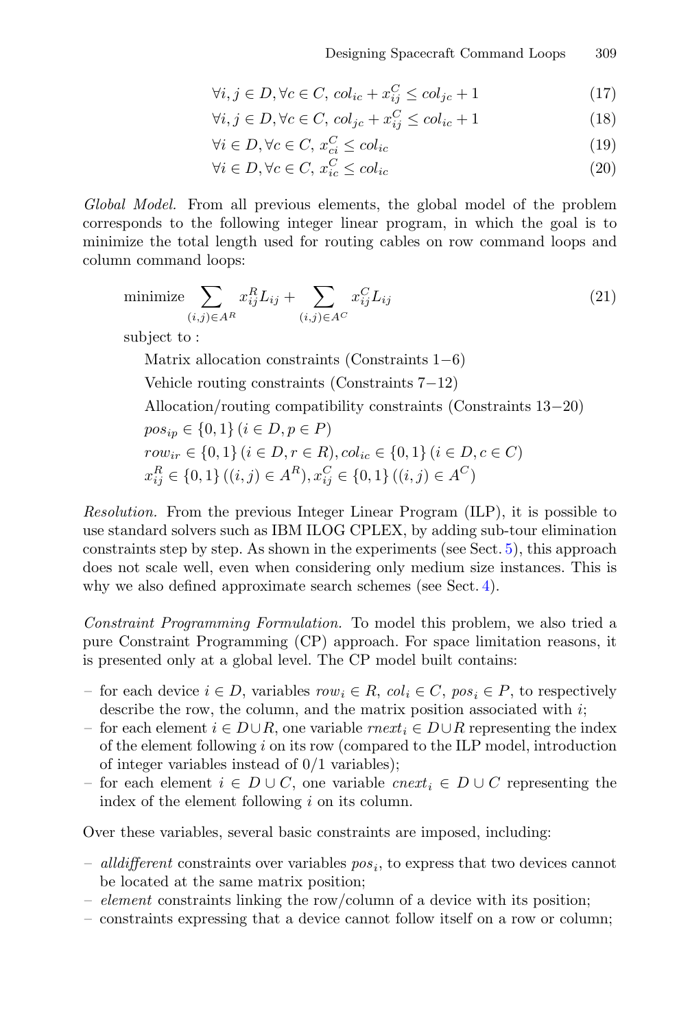$$\forall i, j \in D, \forall c \in C,\ col_{ic} + x^C_{ij} \leq col_{jc} + 1 \tag{17}$$

$$\forall i, j \in D, \forall c \in C,\ col_{jc} + x^C_{ij} \leq col_{ic} + 1 \tag{18}$$

$$\forall i \in D, \forall c \in C,\ x^C_{ci} \leq col_{ic} \tag{19}$$

$$\forall i \in D, \forall c \in C,\ x^C_{ic} \leq col_{ic} \tag{20}$$

*Global Model.* From all previous elements, the global model of the problem corresponds to the following integer linear program, in which the goal is to minimize the total length used for routing cables on row command loops and column command loops:

$$\text{minimize} \sum_{(i,j) \in A^R} x^R_{ij} L_{ij} + \sum_{(i,j) \in A^C} x^C_{ij} L_{ij} \tag{21}$$

subject to :

Matrix allocation constraints (Constraints 1−6)

Vehicle routing constraints (Constraints 7−12)

Allocation/routing compatibility constraints (Constraints 13−20)

$pos_{ip} \in \{0,1\}\ (i \in D, p \in P)$

$row_{ir} \in \{0,1\}\ (i \in D, r \in R), col_{ic} \in \{0,1\}\ (i \in D, c \in C)$

$x^R_{ij} \in \{0,1\}\ ((i,j) \in A^R), x^C_{ij} \in \{0,1\}\ ((i,j) \in A^C)$

*Resolution.* From the previous Integer Linear Program (ILP), it is possible to use standard solvers such as IBM ILOG CPLEX, by adding sub-tour elimination constraints step by step. As shown in the experiments (see Sect. 5), this approach does not scale well, even when considering only medium size instances. This is why we also defined approximate search schemes (see Sect. 4).

*Constraint Programming Formulation.* To model this problem, we also tried a pure Constraint Programming (CP) approach. For space limitation reasons, it is presented only at a global level. The CP model built contains:

- for each device $i \in D$, variables $row_i \in R$, $col_i \in C$, $pos_i \in P$, to respectively describe the row, the column, and the matrix position associated with $i$;
- for each element $i \in D \cup R$, one variable $rnext_i \in D \cup R$ representing the index of the element following $i$ on its row (compared to the ILP model, introduction of integer variables instead of 0/1 variables);
- for each element $i \in D \cup C$, one variable $cnext_i \in D \cup C$ representing the index of the element following $i$ on its column.

Over these variables, several basic constraints are imposed, including:

- *alldifferent* constraints over variables $pos_i$, to express that two devices cannot be located at the same matrix position;
- *element* constraints linking the row/column of a device with its position;
- constraints expressing that a device cannot follow itself on a row or column;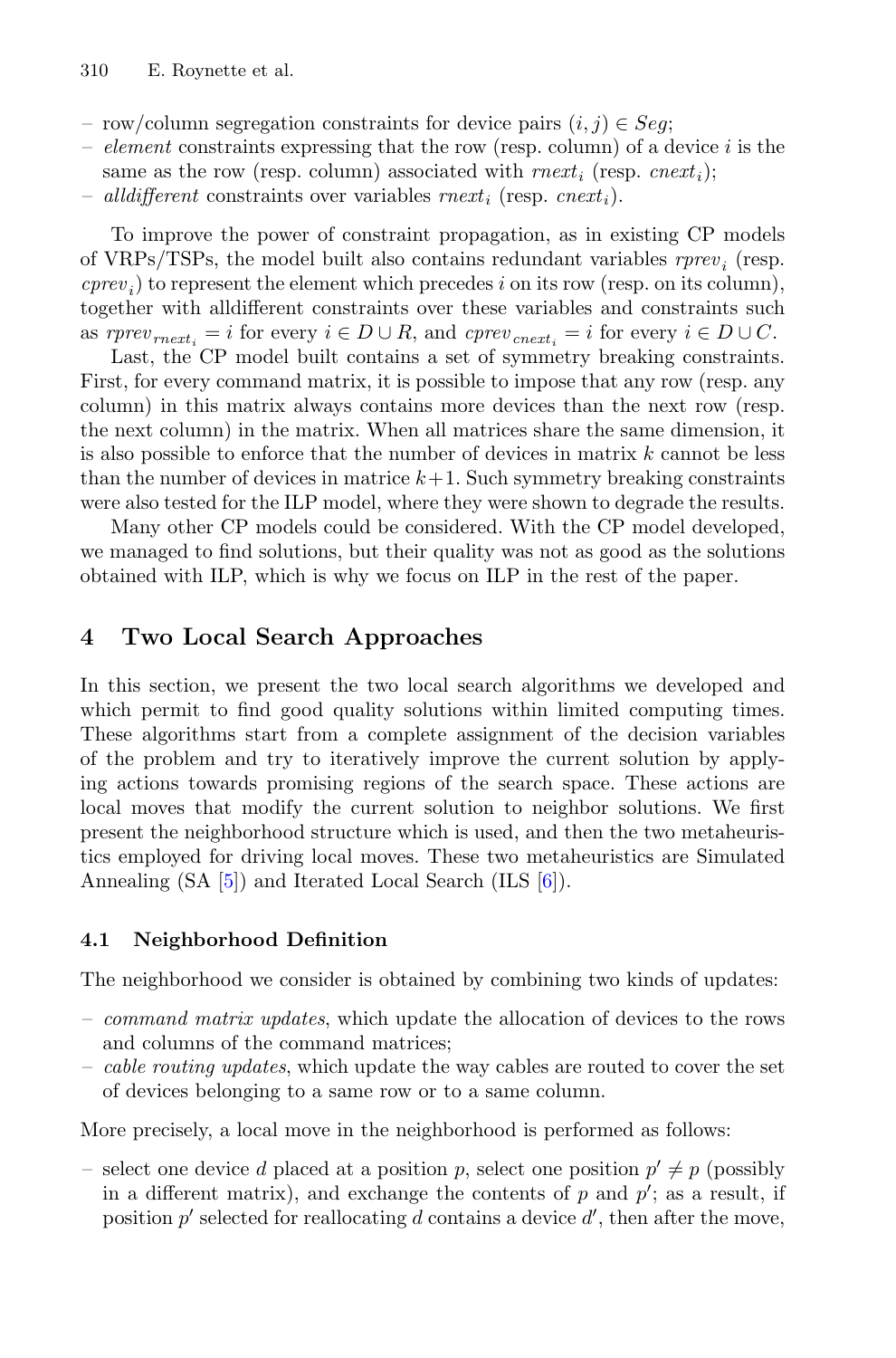- row/column segregation constraints for device pairs $(i, j) \in Seg$;
- *element* constraints expressing that the row (resp. column) of a device $i$ is the same as the row (resp. column) associated with $rnext_i$ (resp. $cnext_i$);
- *alldifferent* constraints over variables $rnext_i$ (resp. $cnext_i$).

To improve the power of constraint propagation, as in existing CP models of VRPs/TSPs, the model built also contains redundant variables $rprev_i$ (resp. $cprev_i$) to represent the element which precedes $i$ on its row (resp. on its column), together with alldifferent constraints over these variables and constraints such as $rprev_{rnext_i} = i$ for every $i \in D \cup R$, and $cprev_{cnext_i} = i$ for every $i \in D \cup C$.

Last, the CP model built contains a set of symmetry breaking constraints. First, for every command matrix, it is possible to impose that any row (resp. any column) in this matrix always contains more devices than the next row (resp. the next column) in the matrix. When all matrices share the same dimension, it is also possible to enforce that the number of devices in matrix $k$ cannot be less than the number of devices in matrice $k+1$. Such symmetry breaking constraints were also tested for the ILP model, where they were shown to degrade the results.

Many other CP models could be considered. With the CP model developed, we managed to find solutions, but their quality was not as good as the solutions obtained with ILP, which is why we focus on ILP in the rest of the paper.

## 4 Two Local Search Approaches

In this section, we present the two local search algorithms we developed and which permit to find good quality solutions within limited computing times. These algorithms start from a complete assignment of the decision variables of the problem and try to iteratively improve the current solution by applying actions towards promising regions of the search space. These actions are local moves that modify the current solution to neighbor solutions. We first present the neighborhood structure which is used, and then the two metaheuristics employed for driving local moves. These two metaheuristics are Simulated Annealing (SA [5]) and Iterated Local Search (ILS [6]).

### 4.1 Neighborhood Definition

The neighborhood we consider is obtained by combining two kinds of updates:

- *command matrix updates*, which update the allocation of devices to the rows and columns of the command matrices;
- *cable routing updates*, which update the way cables are routed to cover the set of devices belonging to a same row or to a same column.

More precisely, a local move in the neighborhood is performed as follows:

- select one device $d$ placed at a position $p$, select one position $p' \neq p$ (possibly in a different matrix), and exchange the contents of $p$ and $p'$; as a result, if position $p'$ selected for reallocating $d$ contains a device $d'$, then after the move,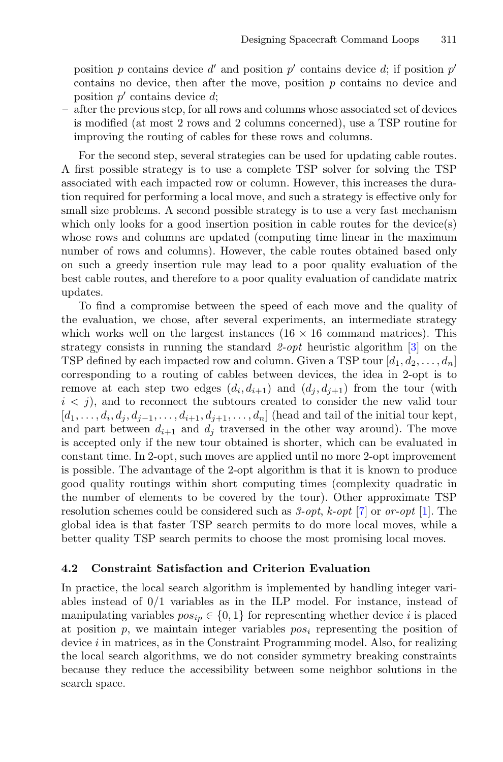position $p$ contains device $d'$ and position $p'$ contains device $d$; if position $p'$ contains no device, then after the move, position $p$ contains no device and position $p'$ contains device $d$;
- after the previous step, for all rows and columns whose associated set of devices is modified (at most 2 rows and 2 columns concerned), use a TSP routine for improving the routing of cables for these rows and columns.

For the second step, several strategies can be used for updating cable routes. A first possible strategy is to use a complete TSP solver for solving the TSP associated with each impacted row or column. However, this increases the duration required for performing a local move, and such a strategy is effective only for small size problems. A second possible strategy is to use a very fast mechanism which only looks for a good insertion position in cable routes for the device(s) whose rows and columns are updated (computing time linear in the maximum number of rows and columns). However, the cable routes obtained based only on such a greedy insertion rule may lead to a poor quality evaluation of the best cable routes, and therefore to a poor quality evaluation of candidate matrix updates.

To find a compromise between the speed of each move and the quality of the evaluation, we chose, after several experiments, an intermediate strategy which works well on the largest instances ($16 \times 16$ command matrices). This strategy consists in running the standard *2-opt* heuristic algorithm [3] on the TSP defined by each impacted row and column. Given a TSP tour $[d_1, d_2, \ldots, d_n]$ corresponding to a routing of cables between devices, the idea in 2-opt is to remove at each step two edges $(d_i, d_{i+1})$ and $(d_j, d_{j+1})$ from the tour (with $i < j$), and to reconnect the subtours created to consider the new valid tour $[d_1, \ldots, d_i, d_j, d_{j-1}, \ldots, d_{i+1}, d_{j+1}, \ldots, d_n]$ (head and tail of the initial tour kept, and part between $d_{i+1}$ and $d_j$ traversed in the other way around). The move is accepted only if the new tour obtained is shorter, which can be evaluated in constant time. In 2-opt, such moves are applied until no more 2-opt improvement is possible. The advantage of the 2-opt algorithm is that it is known to produce good quality routings within short computing times (complexity quadratic in the number of elements to be covered by the tour). Other approximate TSP resolution schemes could be considered such as *3-opt*, *k-opt* [7] or *or-opt* [1]. The global idea is that faster TSP search permits to do more local moves, while a better quality TSP search permits to choose the most promising local moves.

### 4.2 Constraint Satisfaction and Criterion Evaluation

In practice, the local search algorithm is implemented by handling integer variables instead of 0/1 variables as in the ILP model. For instance, instead of manipulating variables $pos_{ip} \in \{0, 1\}$ for representing whether device $i$ is placed at position $p$, we maintain integer variables $pos_i$ representing the position of device $i$ in matrices, as in the Constraint Programming model. Also, for realizing the local search algorithms, we do not consider symmetry breaking constraints because they reduce the accessibility between some neighbor solutions in the search space.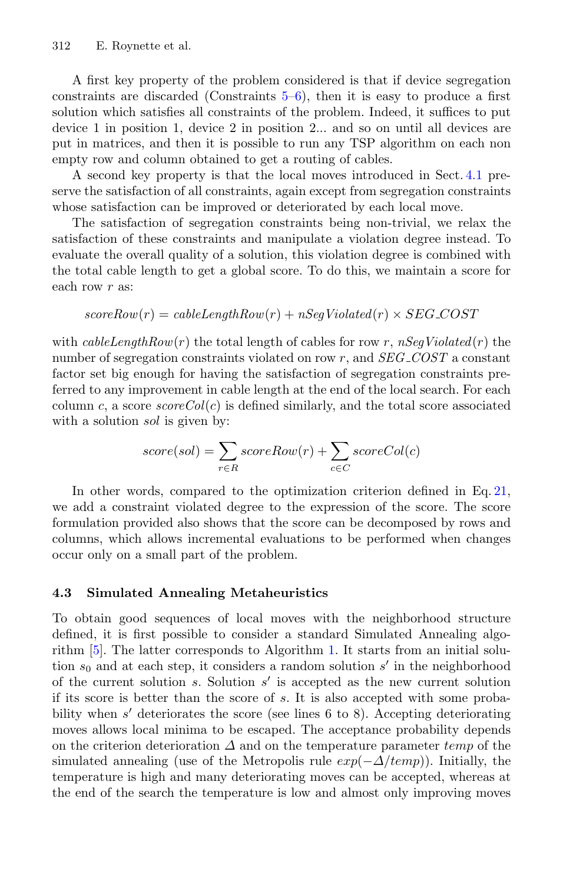A first key property of the problem considered is that if device segregation constraints are discarded (Constraints 5–6), then it is easy to produce a first solution which satisfies all constraints of the problem. Indeed, it suffices to put device 1 in position 1, device 2 in position 2... and so on until all devices are put in matrices, and then it is possible to run any TSP algorithm on each non empty row and column obtained to get a routing of cables.

A second key property is that the local moves introduced in Sect. 4.1 preserve the satisfaction of all constraints, again except from segregation constraints whose satisfaction can be improved or deteriorated by each local move.

The satisfaction of segregation constraints being non-trivial, we relax the satisfaction of these constraints and manipulate a violation degree instead. To evaluate the overall quality of a solution, this violation degree is combined with the total cable length to get a global score. To do this, we maintain a score for each row $r$ as:

$$scoreRow(r) = cableLengthRow(r) + nSegViolated(r) \times SEG\_COST$$

with $cableLengthRow(r)$ the total length of cables for row $r$, $nSegViolated(r)$ the number of segregation constraints violated on row $r$, and $SEG\_COST$ a constant factor set big enough for having the satisfaction of segregation constraints preferred to any improvement in cable length at the end of the local search. For each column $c$, a score $scoreCol(c)$ is defined similarly, and the total score associated with a solution $sol$ is given by:

$$score(sol) = \sum_{r \in R} scoreRow(r) + \sum_{c \in C} scoreCol(c)$$

In other words, compared to the optimization criterion defined in Eq. 21, we add a constraint violated degree to the expression of the score. The score formulation provided also shows that the score can be decomposed by rows and columns, which allows incremental evaluations to be performed when changes occur only on a small part of the problem.

### 4.3 Simulated Annealing Metaheuristics

To obtain good sequences of local moves with the neighborhood structure defined, it is first possible to consider a standard Simulated Annealing algorithm [5]. The latter corresponds to Algorithm 1. It starts from an initial solution $s_0$ and at each step, it considers a random solution $s'$ in the neighborhood of the current solution $s$. Solution $s'$ is accepted as the new current solution if its score is better than the score of $s$. It is also accepted with some probability when $s'$ deteriorates the score (see lines 6 to 8). Accepting deteriorating moves allows local minima to be escaped. The acceptance probability depends on the criterion deterioration $\Delta$ and on the temperature parameter $temp$ of the simulated annealing (use of the Metropolis rule $exp(-\Delta/temp)$). Initially, the temperature is high and many deteriorating moves can be accepted, whereas at the end of the search the temperature is low and almost only improving moves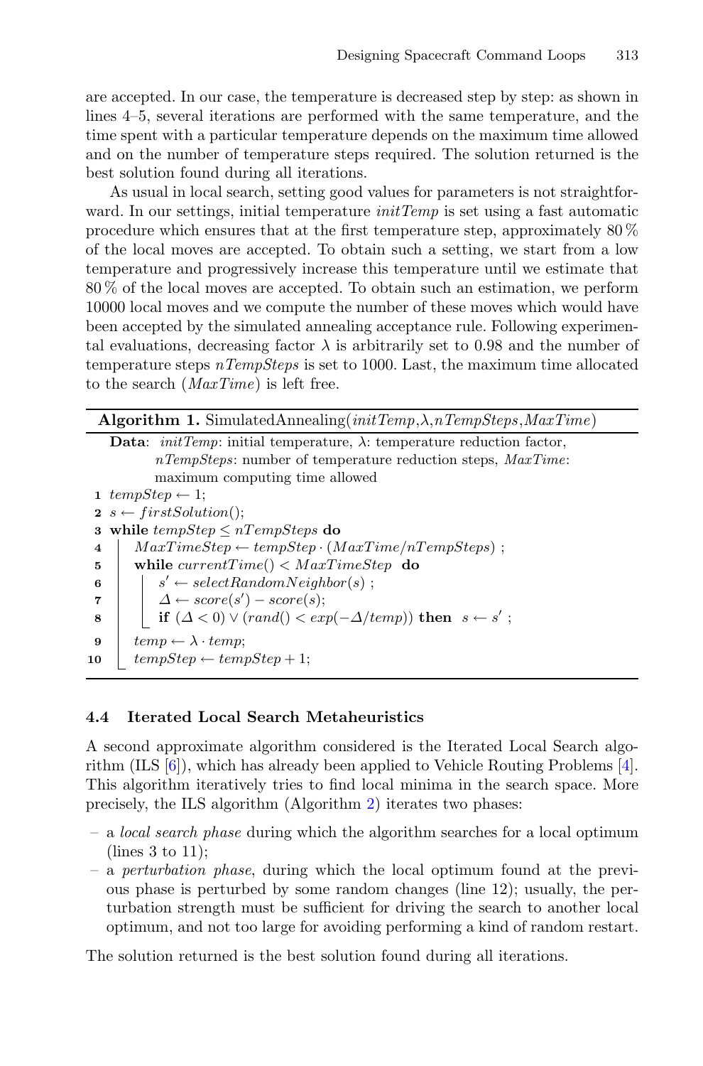are accepted. In our case, the temperature is decreased step by step: as shown in lines 4–5, several iterations are performed with the same temperature, and the time spent with a particular temperature depends on the maximum time allowed and on the number of temperature steps required. The solution returned is the best solution found during all iterations.

As usual in local search, setting good values for parameters is not straightforward. In our settings, initial temperature *initTemp* is set using a fast automatic procedure which ensures that at the first temperature step, approximately 80 % of the local moves are accepted. To obtain such a setting, we start from a low temperature and progressively increase this temperature until we estimate that 80 % of the local moves are accepted. To obtain such an estimation, we perform 10000 local moves and we compute the number of these moves which would have been accepted by the simulated annealing acceptance rule. Following experimental evaluations, decreasing factor $\lambda$ is arbitrarily set to 0.98 and the number of temperature steps *nTempSteps* is set to 1000. Last, the maximum time allocated to the search (*MaxTime*) is left free.

**Algorithm 1.** SimulatedAnnealing(*initTemp*,$\lambda$,*nTempSteps*,*MaxTime*)

**Data**: *initTemp*: initial temperature, $\lambda$: temperature reduction factor, *nTempSteps*: number of temperature reduction steps, *MaxTime*: maximum computing time allowed

```
1  tempStep ← 1;
2  s ← firstSolution();
3  while tempStep ≤ nTempSteps do
4      MaxTimeStep ← tempStep · (MaxTime/nTempSteps) ;
5      while currentTime() < MaxTimeStep do
6          s' ← selectRandomNeighbor(s) ;
7          Δ ← score(s') − score(s);
8          if (Δ < 0) ∨ (rand() < exp(−Δ/temp)) then s ← s' ;
9      temp ← λ · temp;
10     tempStep ← tempStep + 1;
```

### 4.4 Iterated Local Search Metaheuristics

A second approximate algorithm considered is the Iterated Local Search algorithm (ILS [6]), which has already been applied to Vehicle Routing Problems [4]. This algorithm iteratively tries to find local minima in the search space. More precisely, the ILS algorithm (Algorithm 2) iterates two phases:

- a *local search phase* during which the algorithm searches for a local optimum (lines 3 to 11);
- a *perturbation phase*, during which the local optimum found at the previous phase is perturbed by some random changes (line 12); usually, the perturbation strength must be sufficient for driving the search to another local optimum, and not too large for avoiding performing a kind of random restart.

The solution returned is the best solution found during all iterations.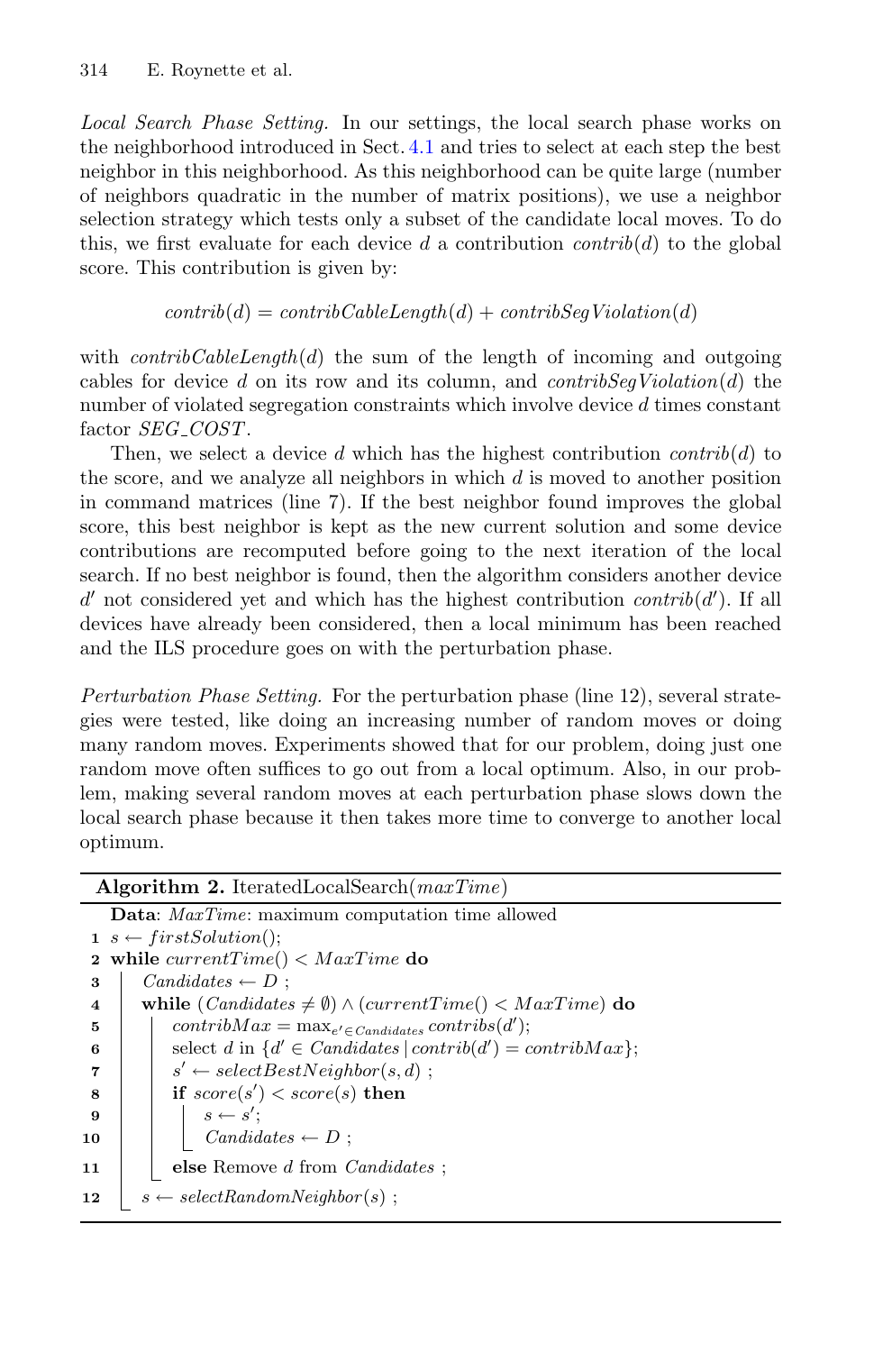*Local Search Phase Setting.* In our settings, the local search phase works on the neighborhood introduced in Sect. 4.1 and tries to select at each step the best neighbor in this neighborhood. As this neighborhood can be quite large (number of neighbors quadratic in the number of matrix positions), we use a neighbor selection strategy which tests only a subset of the candidate local moves. To do this, we first evaluate for each device $d$ a contribution $contrib(d)$ to the global score. This contribution is given by:

$$contrib(d) = contribCableLength(d) + contribSegViolation(d)$$

with $contribCableLength(d)$ the sum of the length of incoming and outgoing cables for device $d$ on its row and its column, and $contribSegViolation(d)$ the number of violated segregation constraints which involve device $d$ times constant factor $SEG\_COST$.

Then, we select a device $d$ which has the highest contribution $contrib(d)$ to the score, and we analyze all neighbors in which $d$ is moved to another position in command matrices (line 7). If the best neighbor found improves the global score, this best neighbor is kept as the new current solution and some device contributions are recomputed before going to the next iteration of the local search. If no best neighbor is found, then the algorithm considers another device $d'$ not considered yet and which has the highest contribution $contrib(d')$. If all devices have already been considered, then a local minimum has been reached and the ILS procedure goes on with the perturbation phase.

*Perturbation Phase Setting.* For the perturbation phase (line 12), several strategies were tested, like doing an increasing number of random moves or doing many random moves. Experiments showed that for our problem, doing just one random move often suffices to go out from a local optimum. Also, in our problem, making several random moves at each perturbation phase slows down the local search phase because it then takes more time to converge to another local optimum.

**Algorithm 2.** IteratedLocalSearch($maxTime$)

```
Data: MaxTime: maximum computation time allowed
1  s ← firstSolution();
2  while currentTime() < MaxTime do
3      Candidates ← D ;
4      while (Candidates ≠ ∅) ∧ (currentTime() < MaxTime) do
5          contribMax = max_{e' ∈ Candidates} contribs(d');
6          select d in {d' ∈ Candidates | contrib(d') = contribMax};
7          s' ← selectBestNeighbor(s, d) ;
8          if score(s') < score(s) then
9              s ← s';
10             Candidates ← D ;
11         else Remove d from Candidates ;
12     s ← selectRandomNeighbor(s) ;
```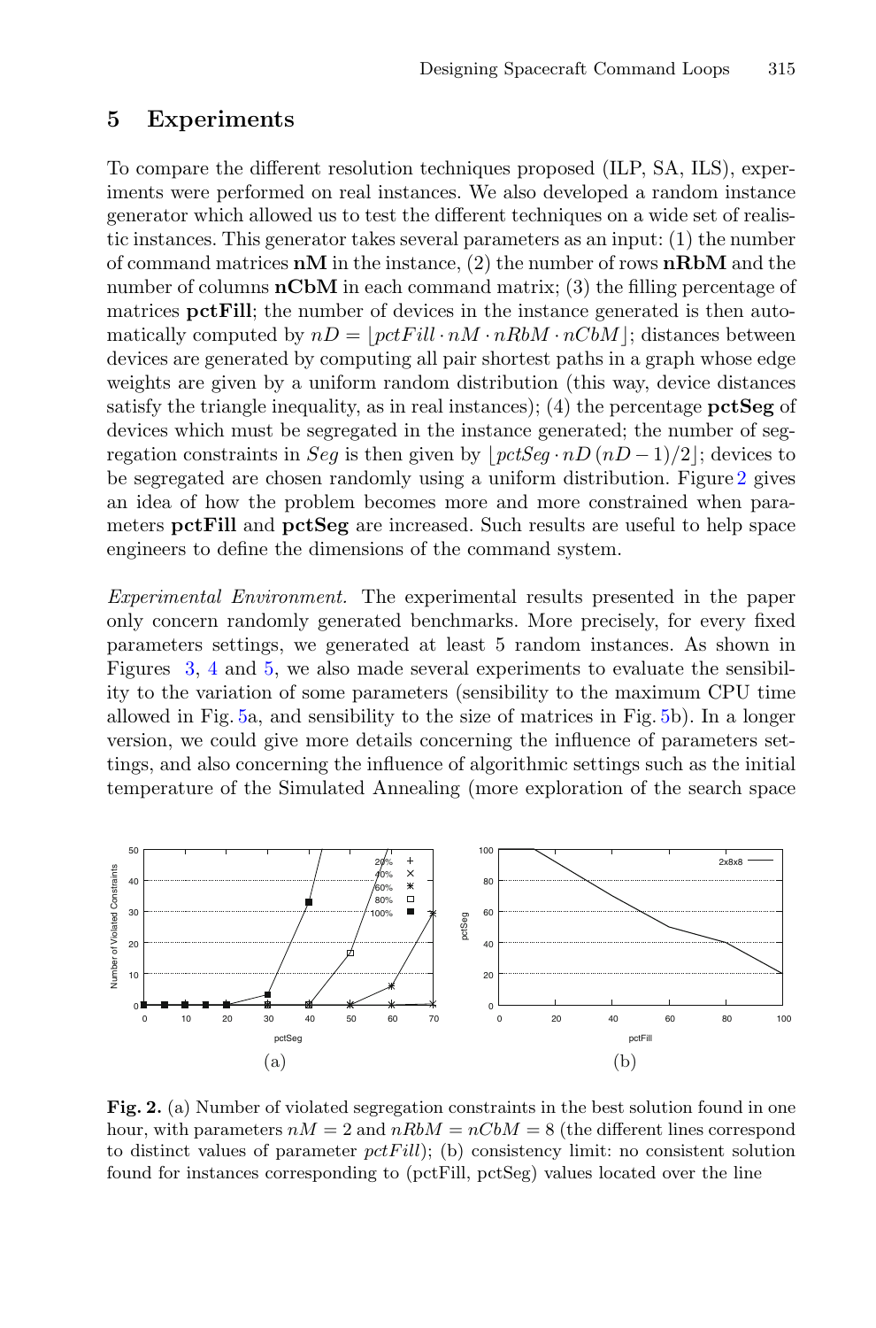## 5 Experiments

To compare the different resolution techniques proposed (ILP, SA, ILS), experiments were performed on real instances. We also developed a random instance generator which allowed us to test the different techniques on a wide set of realistic instances. This generator takes several parameters as an input: (1) the number of command matrices **nM** in the instance, (2) the number of rows **nRbM** and the number of columns **nCbM** in each command matrix; (3) the filling percentage of matrices **pctFill**; the number of devices in the instance generated is then automatically computed by $nD = \lfloor pctFill \cdot nM \cdot nRbM \cdot nCbM \rfloor$; distances between devices are generated by computing all pair shortest paths in a graph whose edge weights are given by a uniform random distribution (this way, device distances satisfy the triangle inequality, as in real instances); (4) the percentage **pctSeg** of devices which must be segregated in the instance generated; the number of segregation constraints in $Seg$ is then given by $\lfloor pctSeg \cdot nD\,(nD-1)/2 \rfloor$; devices to be segregated are chosen randomly using a uniform distribution. Figure 2 gives an idea of how the problem becomes more and more constrained when parameters **pctFill** and **pctSeg** are increased. Such results are useful to help space engineers to define the dimensions of the command system.

*Experimental Environment.* The experimental results presented in the paper only concern randomly generated benchmarks. More precisely, for every fixed parameters settings, we generated at least 5 random instances. As shown in Figures 3, 4 and 5, we also made several experiments to evaluate the sensibility to the variation of some parameters (sensibility to the maximum CPU time allowed in Fig. 5a, and sensibility to the size of matrices in Fig. 5b). In a longer version, we could give more details concerning the influence of parameters settings, and also concerning the influence of algorithmic settings such as the initial temperature of the Simulated Annealing (more exploration of the search space

**Fig. 2.** (a) Number of violated segregation constraints in the best solution found in one hour, with parameters $nM = 2$ and $nRbM = nCbM = 8$ (the different lines correspond to distinct values of parameter $pctFill$); (b) consistency limit: no consistent solution found for instances corresponding to (pctFill, pctSeg) values located over the line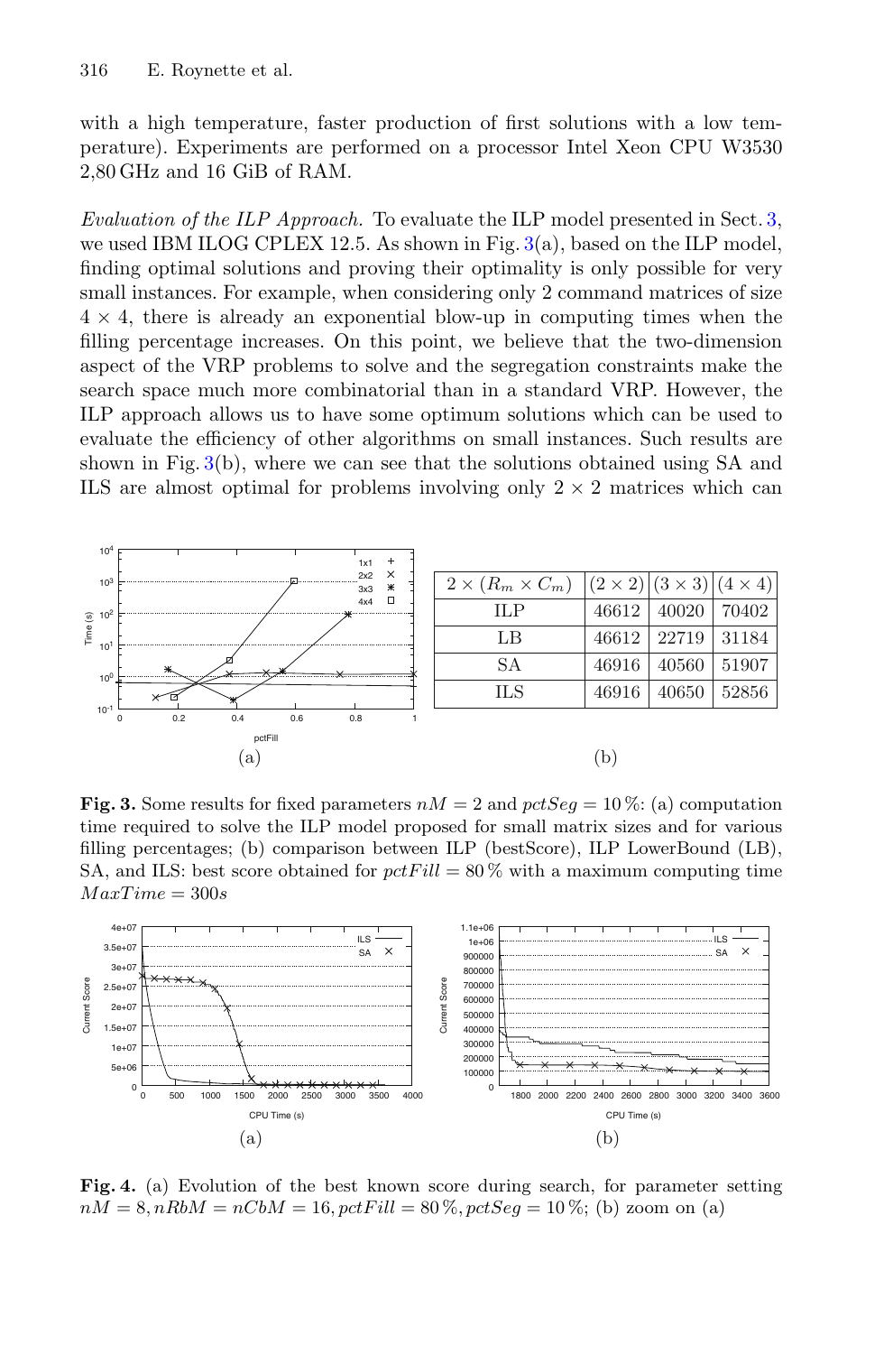with a high temperature, faster production of first solutions with a low temperature). Experiments are performed on a processor Intel Xeon CPU W3530 2,80 GHz and 16 GiB of RAM.

*Evaluation of the ILP Approach.* To evaluate the ILP model presented in Sect. 3, we used IBM ILOG CPLEX 12.5. As shown in Fig. 3(a), based on the ILP model, finding optimal solutions and proving their optimality is only possible for very small instances. For example, when considering only 2 command matrices of size $4 \times 4$, there is already an exponential blow-up in computing times when the filling percentage increases. On this point, we believe that the two-dimension aspect of the VRP problems to solve and the segregation constraints make the search space much more combinatorial than in a standard VRP. However, the ILP approach allows us to have some optimum solutions which can be used to evaluate the efficiency of other algorithms on small instances. Such results are shown in Fig. 3(b), where we can see that the solutions obtained using SA and ILS are almost optimal for problems involving only $2 \times 2$ matrices which can

(a)

| $2 \times (R_m \times C_m)$ | $(2 \times 2)$ | $(3 \times 3)$ | $(4 \times 4)$ |
|---|---|---|---|
| ILP | 46612 | 40020 | 70402 |
| LB | 46612 | 22719 | 31184 |
| SA | 46916 | 40560 | 51907 |
| ILS | 46916 | 40650 | 52856 |

(b)

**Fig. 3.** Some results for fixed parameters $nM = 2$ and $pctSeg = 10\,\%$: (a) computation time required to solve the ILP model proposed for small matrix sizes and for various filling percentages; (b) comparison between ILP (bestScore), ILP LowerBound (LB), SA, and ILS: best score obtained for $pctFill = 80\,\%$ with a maximum computing time $MaxTime = 300s$

(a) (b)

**Fig. 4.** (a) Evolution of the best known score during search, for parameter setting $nM = 8, nRbM = nCbM = 16, pctFill = 80\,\%, pctSeg = 10\,\%$; (b) zoom on (a)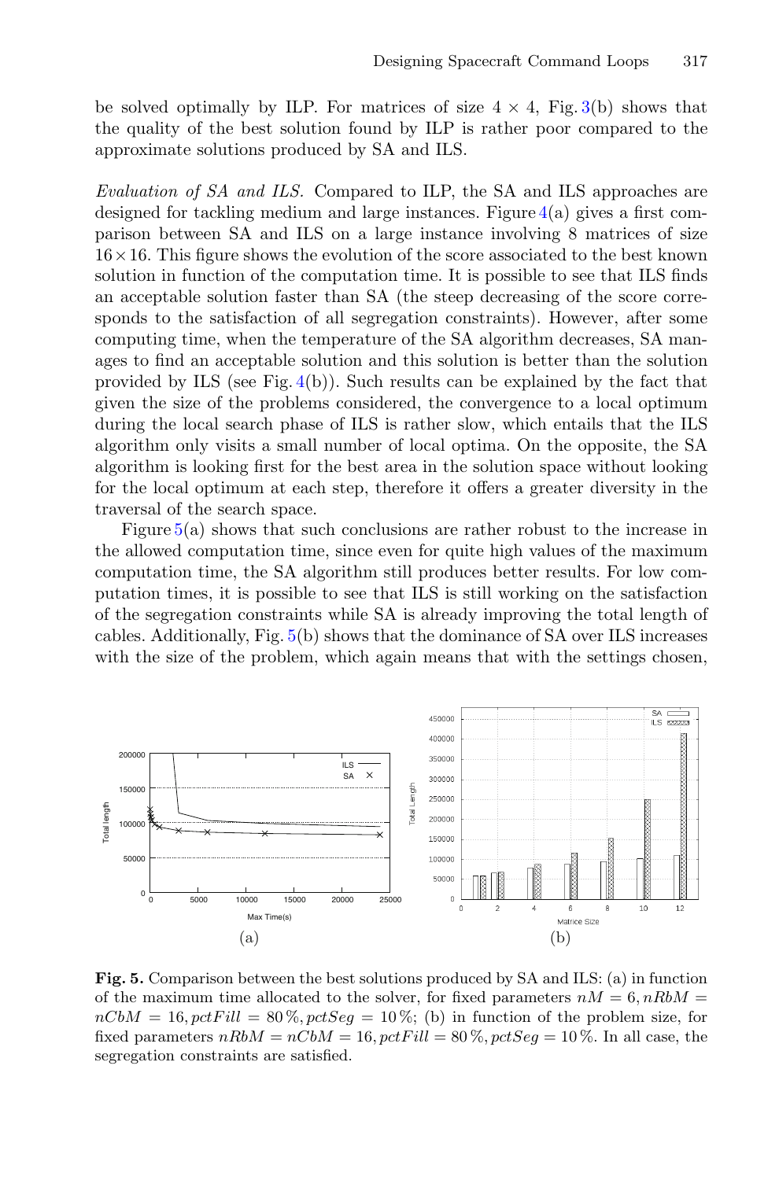be solved optimally by ILP. For matrices of size $4 \times 4$, Fig. 3(b) shows that the quality of the best solution found by ILP is rather poor compared to the approximate solutions produced by SA and ILS.

*Evaluation of SA and ILS.* Compared to ILP, the SA and ILS approaches are designed for tackling medium and large instances. Figure 4(a) gives a first comparison between SA and ILS on a large instance involving 8 matrices of size $16 \times 16$. This figure shows the evolution of the score associated to the best known solution in function of the computation time. It is possible to see that ILS finds an acceptable solution faster than SA (the steep decreasing of the score corresponds to the satisfaction of all segregation constraints). However, after some computing time, when the temperature of the SA algorithm decreases, SA manages to find an acceptable solution and this solution is better than the solution provided by ILS (see Fig. 4(b)). Such results can be explained by the fact that given the size of the problems considered, the convergence to a local optimum during the local search phase of ILS is rather slow, which entails that the ILS algorithm only visits a small number of local optima. On the opposite, the SA algorithm is looking first for the best area in the solution space without looking for the local optimum at each step, therefore it offers a greater diversity in the traversal of the search space.

Figure 5(a) shows that such conclusions are rather robust to the increase in the allowed computation time, since even for quite high values of the maximum computation time, the SA algorithm still produces better results. For low computation times, it is possible to see that ILS is still working on the satisfaction of the segregation constraints while SA is already improving the total length of cables. Additionally, Fig. 5(b) shows that the dominance of SA over ILS increases with the size of the problem, which again means that with the settings chosen,

(a)
Total length
0
50000
100000
150000
200000
ILS
SA
0
5000
10000
15000
20000
25000
Max Time(s)

(b)
Total Length
0
50000
100000
150000
200000
250000
300000
350000
400000
450000
SA
ILS
0
2
4
6
8
10
12
Matrice Size

**Fig. 5.** Comparison between the best solutions produced by SA and ILS: (a) in function of the maximum time allocated to the solver, for fixed parameters $nM = 6, nRbM = nCbM = 16, pctFill = 80\,\%, pctSeg = 10\,\%$; (b) in function of the problem size, for fixed parameters $nRbM = nCbM = 16, pctFill = 80\,\%, pctSeg = 10\,\%$. In all case, the segregation constraints are satisfied.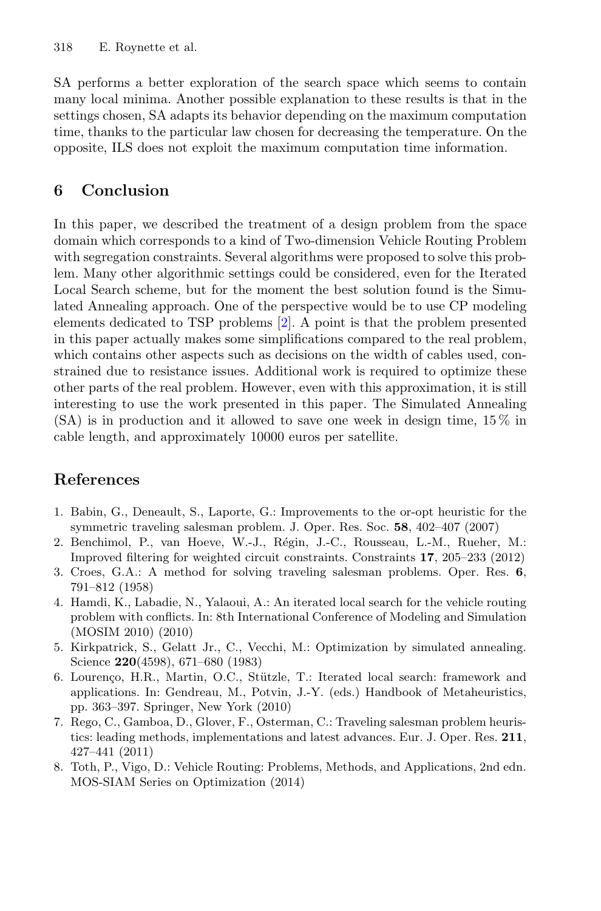SA performs a better exploration of the search space which seems to contain many local minima. Another possible explanation to these results is that in the settings chosen, SA adapts its behavior depending on the maximum computation time, thanks to the particular law chosen for decreasing the temperature. On the opposite, ILS does not exploit the maximum computation time information.

## 6 Conclusion

In this paper, we described the treatment of a design problem from the space domain which corresponds to a kind of Two-dimension Vehicle Routing Problem with segregation constraints. Several algorithms were proposed to solve this problem. Many other algorithmic settings could be considered, even for the Iterated Local Search scheme, but for the moment the best solution found is the Simulated Annealing approach. One of the perspective would be to use CP modeling elements dedicated to TSP problems [2]. A point is that the problem presented in this paper actually makes some simplifications compared to the real problem, which contains other aspects such as decisions on the width of cables used, constrained due to resistance issues. Additional work is required to optimize these other parts of the real problem. However, even with this approximation, it is still interesting to use the work presented in this paper. The Simulated Annealing (SA) is in production and it allowed to save one week in design time, 15 % in cable length, and approximately 10000 euros per satellite.

## References

1. Babin, G., Deneault, S., Laporte, G.: Improvements to the or-opt heuristic for the symmetric traveling salesman problem. J. Oper. Res. Soc. **58**, 402–407 (2007)
2. Benchimol, P., van Hoeve, W.-J., Régin, J.-C., Rousseau, L.-M., Rueher, M.: Improved filtering for weighted circuit constraints. Constraints **17**, 205–233 (2012)
3. Croes, G.A.: A method for solving traveling salesman problems. Oper. Res. **6**, 791–812 (1958)
4. Hamdi, K., Labadie, N., Yalaoui, A.: An iterated local search for the vehicle routing problem with conflicts. In: 8th International Conference of Modeling and Simulation (MOSIM 2010) (2010)
5. Kirkpatrick, S., Gelatt Jr., C., Vecchi, M.: Optimization by simulated annealing. Science **220**(4598), 671–680 (1983)
6. Lourenço, H.R., Martin, O.C., Stützle, T.: Iterated local search: framework and applications. In: Gendreau, M., Potvin, J.-Y. (eds.) Handbook of Metaheuristics, pp. 363–397. Springer, New York (2010)
7. Rego, C., Gamboa, D., Glover, F., Osterman, C.: Traveling salesman problem heuristics: leading methods, implementations and latest advances. Eur. J. Oper. Res. **211**, 427–441 (2011)
8. Toth, P., Vigo, D.: Vehicle Routing: Problems, Methods, and Applications, 2nd edn. MOS-SIAM Series on Optimization (2014)